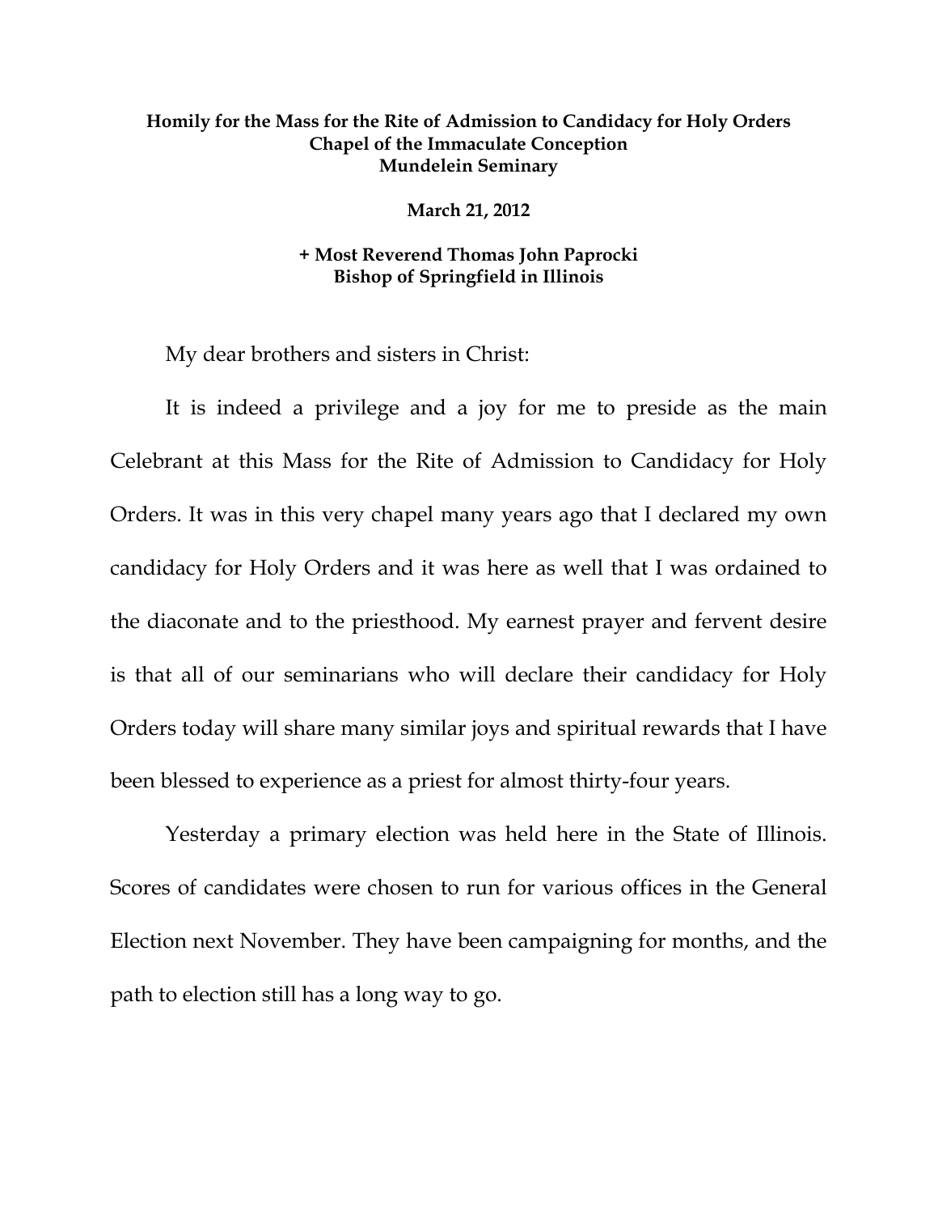**Homily for the Mass for the Rite of Admission to Candidacy for Holy Orders**
**Chapel of the Immaculate Conception**
**Mundelein Seminary**

**March 21, 2012**

**+ Most Reverend Thomas John Paprocki**
**Bishop of Springfield in Illinois**

My dear brothers and sisters in Christ:

It is indeed a privilege and a joy for me to preside as the main Celebrant at this Mass for the Rite of Admission to Candidacy for Holy Orders. It was in this very chapel many years ago that I declared my own candidacy for Holy Orders and it was here as well that I was ordained to the diaconate and to the priesthood. My earnest prayer and fervent desire is that all of our seminarians who will declare their candidacy for Holy Orders today will share many similar joys and spiritual rewards that I have been blessed to experience as a priest for almost thirty-four years.

Yesterday a primary election was held here in the State of Illinois. Scores of candidates were chosen to run for various offices in the General Election next November. They have been campaigning for months, and the path to election still has a long way to go.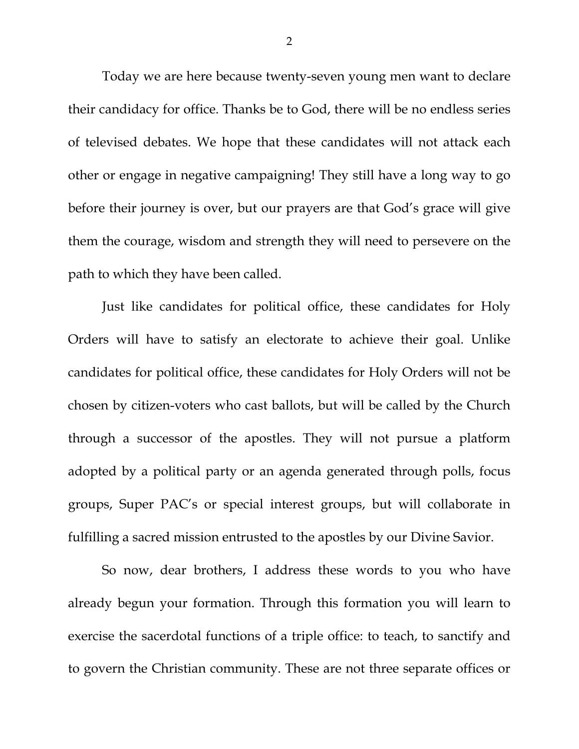Today we are here because twenty-seven young men want to declare their candidacy for office. Thanks be to God, there will be no endless series of televised debates. We hope that these candidates will not attack each other or engage in negative campaigning! They still have a long way to go before their journey is over, but our prayers are that God's grace will give them the courage, wisdom and strength they will need to persevere on the path to which they have been called.

Just like candidates for political office, these candidates for Holy Orders will have to satisfy an electorate to achieve their goal. Unlike candidates for political office, these candidates for Holy Orders will not be chosen by citizen-voters who cast ballots, but will be called by the Church through a successor of the apostles. They will not pursue a platform adopted by a political party or an agenda generated through polls, focus groups, Super PAC's or special interest groups, but will collaborate in fulfilling a sacred mission entrusted to the apostles by our Divine Savior.

So now, dear brothers, I address these words to you who have already begun your formation. Through this formation you will learn to exercise the sacerdotal functions of a triple office: to teach, to sanctify and to govern the Christian community. These are not three separate offices or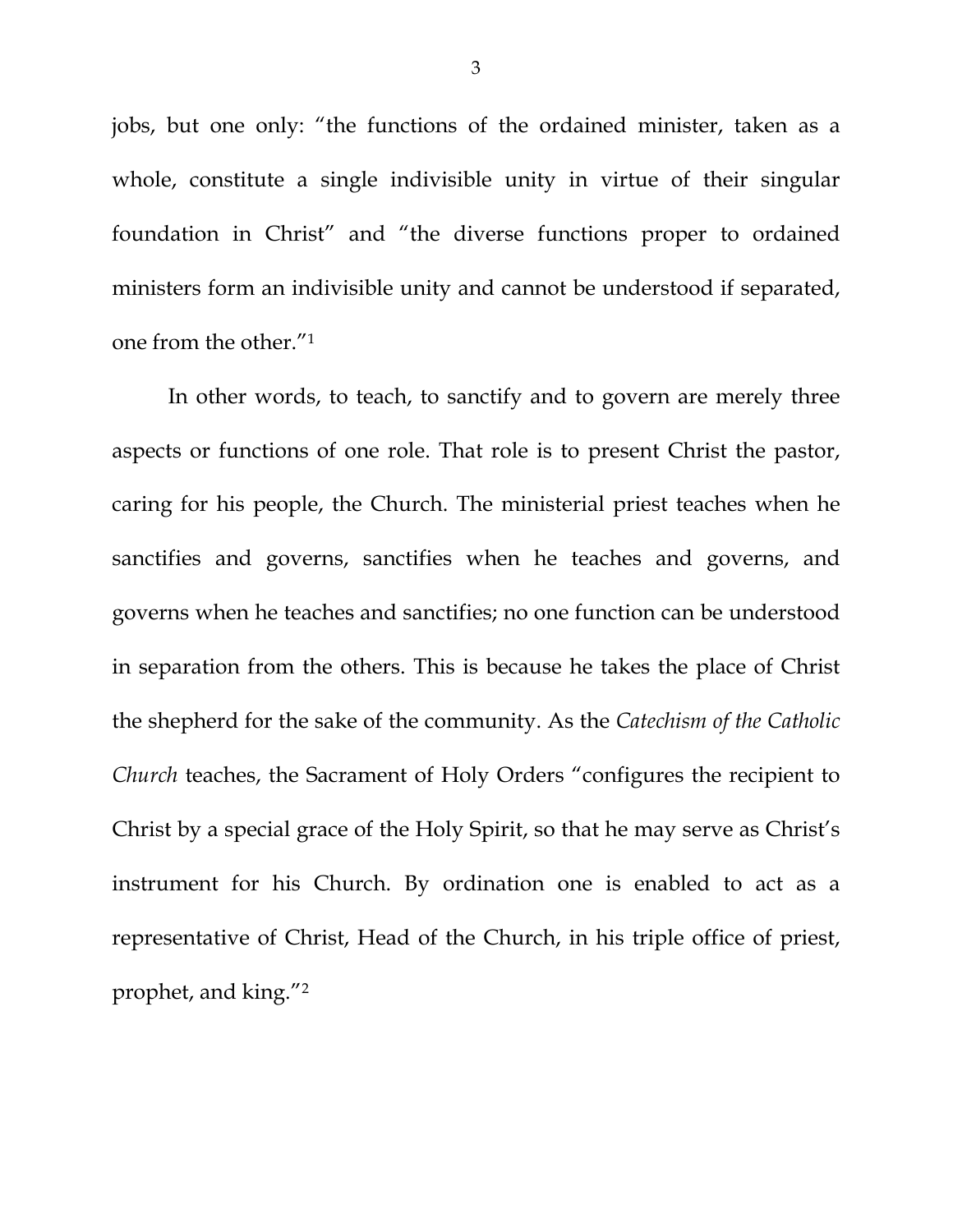jobs, but one only: "the functions of the ordained minister, taken as a whole, constitute a single indivisible unity in virtue of their singular foundation in Christ" and "the diverse functions proper to ordained ministers form an indivisible unity and cannot be understood if separated, one from the other."[1]

In other words, to teach, to sanctify and to govern are merely three aspects or functions of one role. That role is to present Christ the pastor, caring for his people, the Church. The ministerial priest teaches when he sanctifies and governs, sanctifies when he teaches and governs, and governs when he teaches and sanctifies; no one function can be understood in separation from the others. This is because he takes the place of Christ the shepherd for the sake of the community. As the *Catechism of the Catholic Church* teaches, the Sacrament of Holy Orders "configures the recipient to Christ by a special grace of the Holy Spirit, so that he may serve as Christ's instrument for his Church. By ordination one is enabled to act as a representative of Christ, Head of the Church, in his triple office of priest, prophet, and king."[2]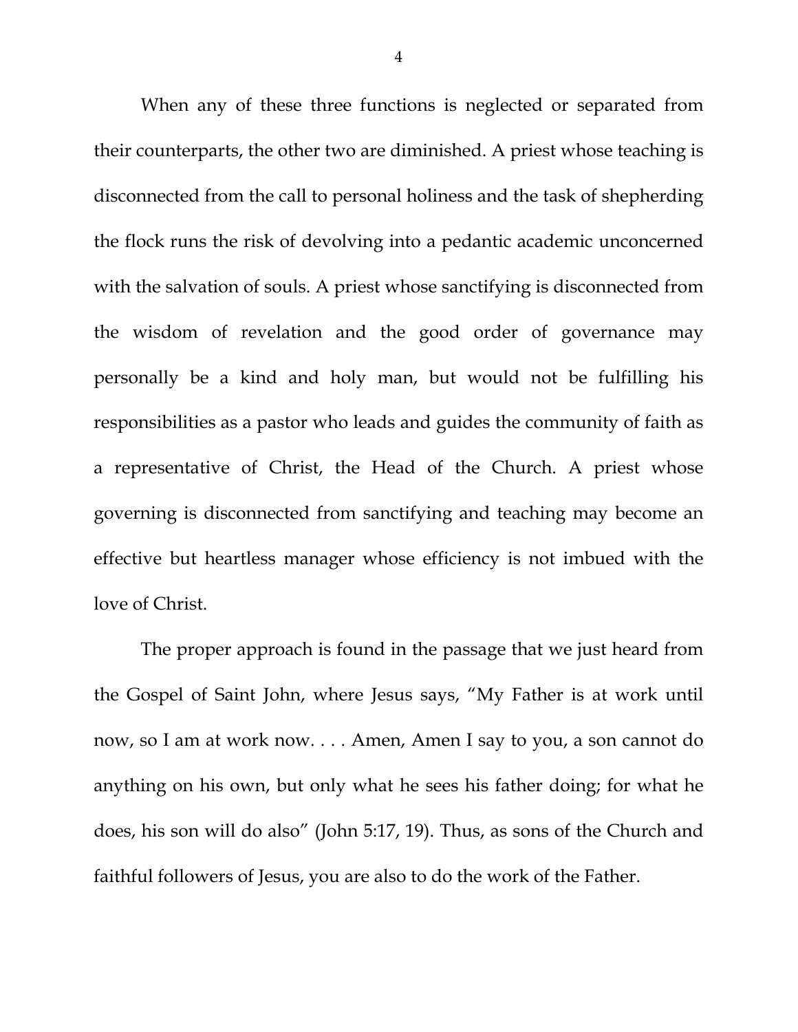When any of these three functions is neglected or separated from their counterparts, the other two are diminished. A priest whose teaching is disconnected from the call to personal holiness and the task of shepherding the flock runs the risk of devolving into a pedantic academic unconcerned with the salvation of souls. A priest whose sanctifying is disconnected from the wisdom of revelation and the good order of governance may personally be a kind and holy man, but would not be fulfilling his responsibilities as a pastor who leads and guides the community of faith as a representative of Christ, the Head of the Church. A priest whose governing is disconnected from sanctifying and teaching may become an effective but heartless manager whose efficiency is not imbued with the love of Christ.

The proper approach is found in the passage that we just heard from the Gospel of Saint John, where Jesus says, "My Father is at work until now, so I am at work now. . . . Amen, Amen I say to you, a son cannot do anything on his own, but only what he sees his father doing; for what he does, his son will do also" (John 5:17, 19). Thus, as sons of the Church and faithful followers of Jesus, you are also to do the work of the Father.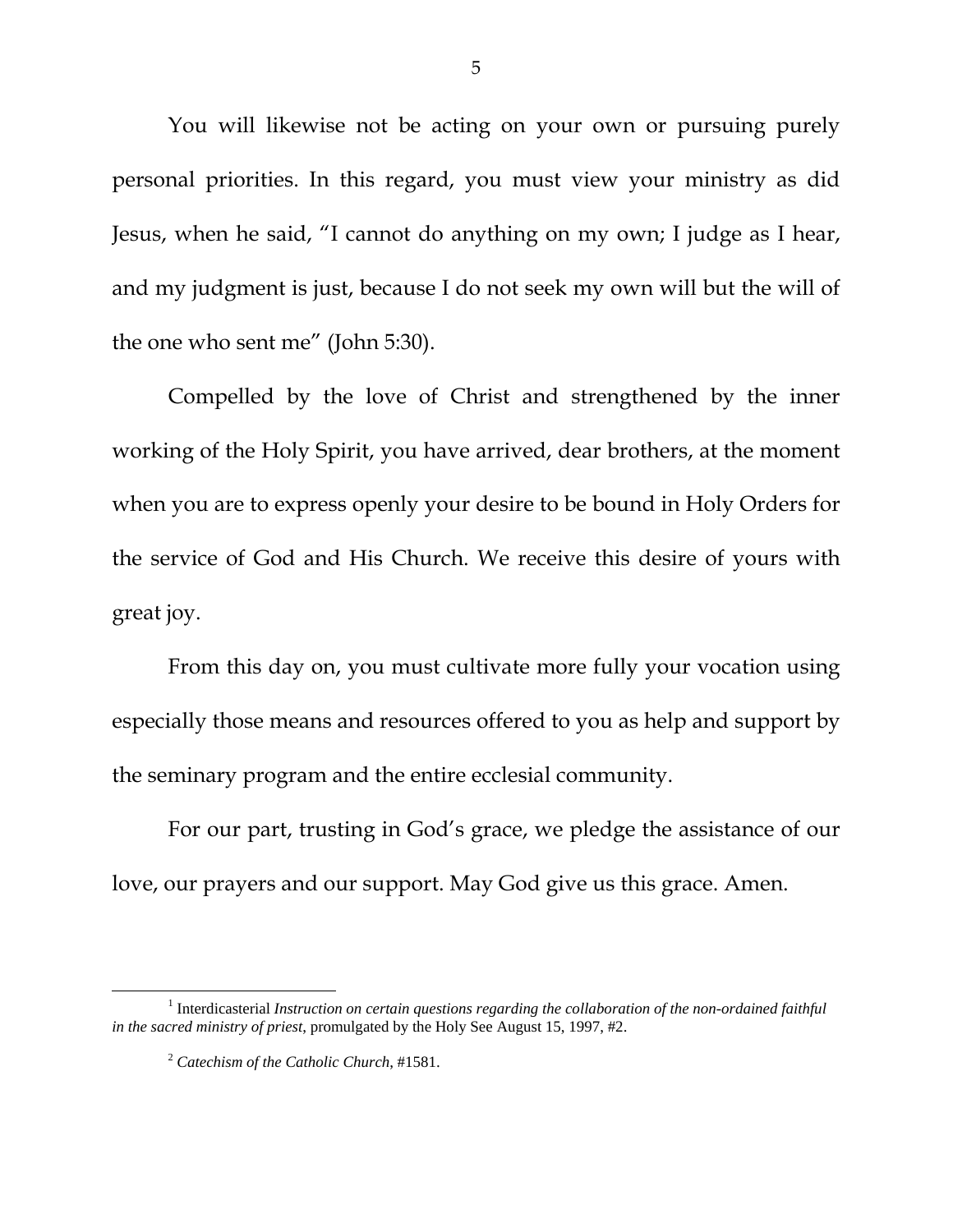You will likewise not be acting on your own or pursuing purely personal priorities. In this regard, you must view your ministry as did Jesus, when he said, "I cannot do anything on my own; I judge as I hear, and my judgment is just, because I do not seek my own will but the will of the one who sent me" (John 5:30).

Compelled by the love of Christ and strengthened by the inner working of the Holy Spirit, you have arrived, dear brothers, at the moment when you are to express openly your desire to be bound in Holy Orders for the service of God and His Church. We receive this desire of yours with great joy.

From this day on, you must cultivate more fully your vocation using especially those means and resources offered to you as help and support by the seminary program and the entire ecclesial community.

For our part, trusting in God's grace, we pledge the assistance of our love, our prayers and our support. May God give us this grace. Amen.

---

[1] Interdicasterial *Instruction on certain questions regarding the collaboration of the non-ordained faithful in the sacred ministry of priest*, promulgated by the Holy See August 15, 1997, #2.

[2] *Catechism of the Catholic Church*, #1581.